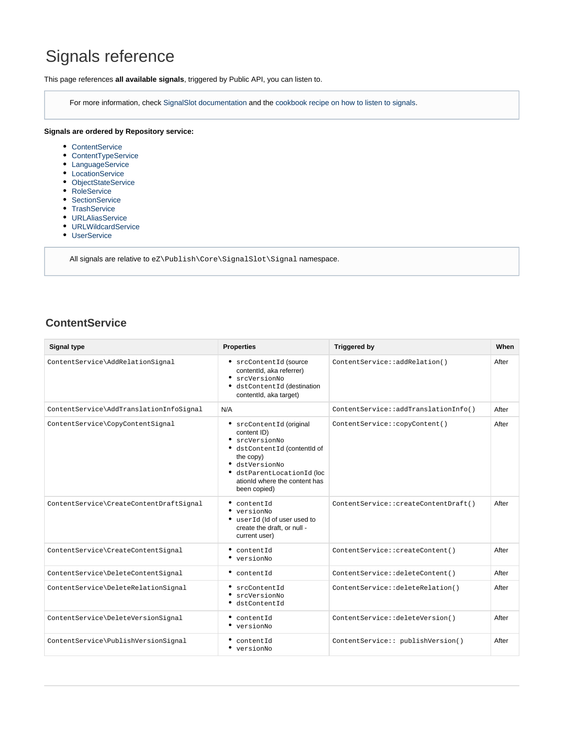# Signals reference

This page references **all available signals**, triggered by Public API, you can listen to.

> For more information, check SignalSlot documentation and the cookbook recipe on how to listen to signals.

**Signals are ordered by Repository service:**

- ContentService
- ContentTypeService
- LanguageService
- LocationService
- ObjectStateService
- RoleService
- SectionService
- TrashService
- URLAliasService
- URLWildcardService
- UserService

> All signals are relative to `eZ\Publish\Core\SignalSlot\Signal` namespace.

## ContentService

| Signal type | Properties | Triggered by | When |
|---|---|---|---|
| `ContentService\AddRelationSignal` | • `srcContentId` (source contentId, aka referrer)<br>• `srcVersionNo`<br>• `dstContentId` (destination contentId, aka target) | `ContentService::addRelation()` | After |
| `ContentService\AddTranslationInfoSignal` | N/A | `ContentService::addTranslationInfo()` | After |
| `ContentService\CopyContentSignal` | • `srcContentId` (original content ID)<br>• `srcVersionNo`<br>• `dstContentId` (contentId of the copy)<br>• `dstVersionNo`<br>• `dstParentLocationId` (locationId where the content has been copied) | `ContentService::copyContent()` | After |
| `ContentService\CreateContentDraftSignal` | • `contentId`<br>• `versionNo`<br>• `userId` (Id of user used to create the draft, or null - current user) | `ContentService::createContentDraft()` | After |
| `ContentService\CreateContentSignal` | • `contentId`<br>• `versionNo` | `ContentService::createContent()` | After |
| `ContentService\DeleteContentSignal` | • `contentId` | `ContentService::deleteContent()` | After |
| `ContentService\DeleteRelationSignal` | • `srcContentId`<br>• `srcVersionNo`<br>• `dstContentId` | `ContentService::deleteRelation()` | After |
| `ContentService\DeleteVersionSignal` | • `contentId`<br>• `versionNo` | `ContentService::deleteVersion()` | After |
| `ContentService\PublishVersionSignal` | • `contentId`<br>• `versionNo` | `ContentService:: publishVersion()` | After |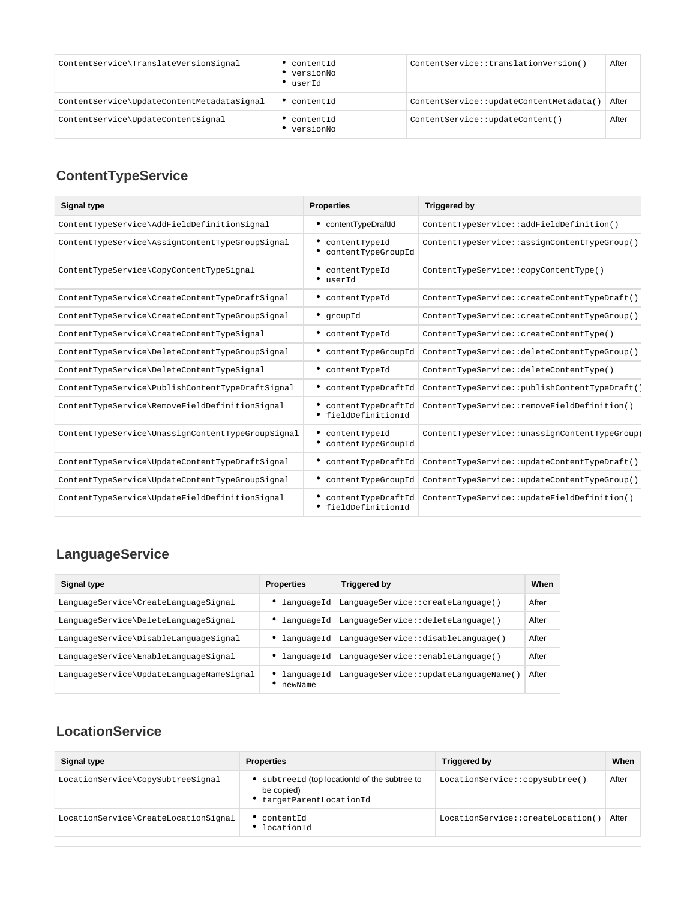| ContentService\TranslateVersionSignal | • contentId<br>• versionNo<br>• userId | ContentService::translationVersion() | After |
|---|---|---|---|
| ContentService\UpdateContentMetadataSignal | • contentId | ContentService::updateContentMetadata() | After |
| ContentService\UpdateContentSignal | • contentId<br>• versionNo | ContentService::updateContent() | After |

## ContentTypeService

| Signal type | Properties | Triggered by |
|---|---|---|
| ContentTypeService\AddFieldDefinitionSignal | • contentTypeDraftId | ContentTypeService::addFieldDefinition() |
| ContentTypeService\AssignContentTypeGroupSignal | • contentTypeId<br>• contentTypeGroupId | ContentTypeService::assignContentTypeGroup() |
| ContentTypeService\CopyContentTypeSignal | • contentTypeId<br>• userId | ContentTypeService::copyContentType() |
| ContentTypeService\CreateContentTypeDraftSignal | • contentTypeId | ContentTypeService::createContentTypeDraft() |
| ContentTypeService\CreateContentTypeGroupSignal | • groupId | ContentTypeService::createContentTypeGroup() |
| ContentTypeService\CreateContentTypeSignal | • contentTypeId | ContentTypeService::createContentType() |
| ContentTypeService\DeleteContentTypeGroupSignal | • contentTypeGroupId | ContentTypeService::deleteContentTypeGroup() |
| ContentTypeService\DeleteContentTypeSignal | • contentTypeId | ContentTypeService::deleteContentType() |
| ContentTypeService\PublishContentTypeDraftSignal | • contentTypeDraftId | ContentTypeService::publishContentTypeDraft() |
| ContentTypeService\RemoveFieldDefinitionSignal | • contentTypeDraftId<br>• fieldDefinitionId | ContentTypeService::removeFieldDefinition() |
| ContentTypeService\UnassignContentTypeGroupSignal | • contentTypeId<br>• contentTypeGroupId | ContentTypeService::unassignContentTypeGroup( |
| ContentTypeService\UpdateContentTypeDraftSignal | • contentTypeDraftId | ContentTypeService::updateContentTypeDraft() |
| ContentTypeService\UpdateContentTypeGroupSignal | • contentTypeGroupId | ContentTypeService::updateContentTypeGroup() |
| ContentTypeService\UpdateFieldDefinitionSignal | • contentTypeDraftId<br>• fieldDefinitionId | ContentTypeService::updateFieldDefinition() |

## LanguageService

| Signal type | Properties | Triggered by | When |
|---|---|---|---|
| LanguageService\CreateLanguageSignal | • languageId | LanguageService::createLanguage() | After |
| LanguageService\DeleteLanguageSignal | • languageId | LanguageService::deleteLanguage() | After |
| LanguageService\DisableLanguageSignal | • languageId | LanguageService::disableLanguage() | After |
| LanguageService\EnableLanguageSignal | • languageId | LanguageService::enableLanguage() | After |
| LanguageService\UpdateLanguageNameSignal | • languageId<br>• newName | LanguageService::updateLanguageName() | After |

## LocationService

| Signal type | Properties | Triggered by | When |
|---|---|---|---|
| LocationService\CopySubtreeSignal | • subtreeId (top locationId of the subtree to be copied)<br>• targetParentLocationId | LocationService::copySubtree() | After |
| LocationService\CreateLocationSignal | • contentId<br>• locationId | LocationService::createLocation() | After |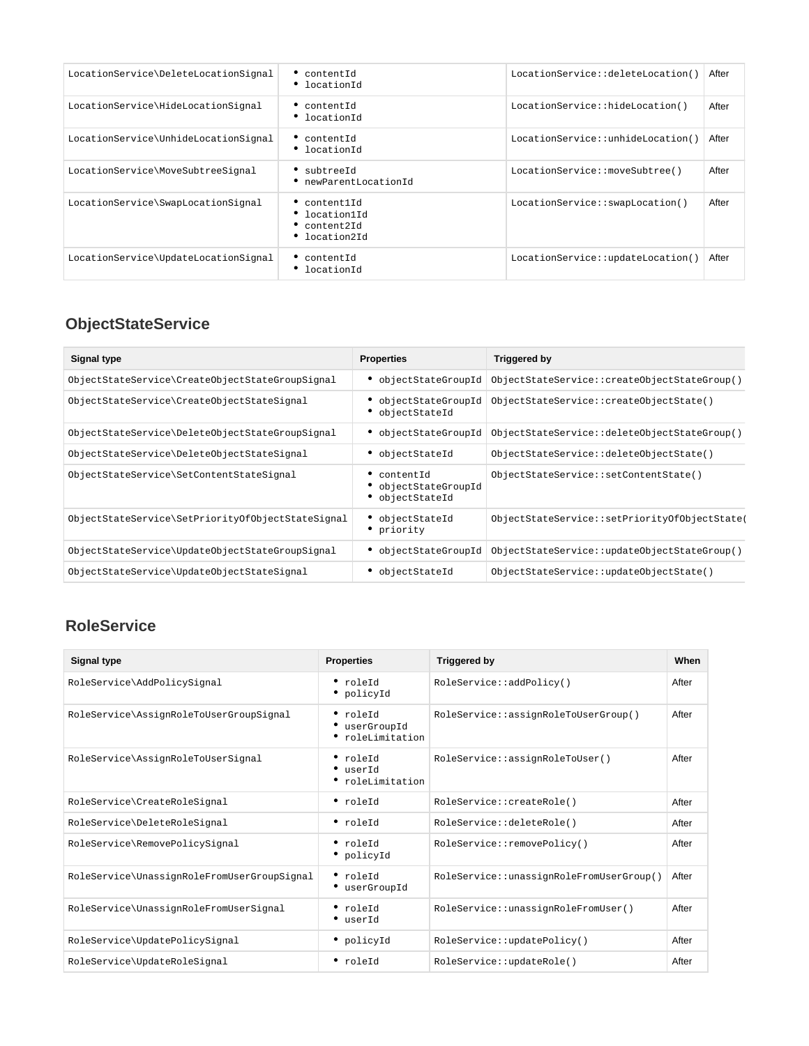| | | | |
|---|---|---|---|
| LocationService\DeleteLocationSignal | • contentId<br>• locationId | LocationService::deleteLocation() | After |
| LocationService\HideLocationSignal | • contentId<br>• locationId | LocationService::hideLocation() | After |
| LocationService\UnhideLocationSignal | • contentId<br>• locationId | LocationService::unhideLocation() | After |
| LocationService\MoveSubtreeSignal | • subtreeId<br>• newParentLocationId | LocationService::moveSubtree() | After |
| LocationService\SwapLocationSignal | • content1Id<br>• location1Id<br>• content2Id<br>• location2Id | LocationService::swapLocation() | After |
| LocationService\UpdateLocationSignal | • contentId<br>• locationId | LocationService::updateLocation() | After |

## ObjectStateService

| Signal type | Properties | Triggered by |
|---|---|---|
| ObjectStateService\CreateObjectStateGroupSignal | • objectStateGroupId | ObjectStateService::createObjectStateGroup() |
| ObjectStateService\CreateObjectStateSignal | • objectStateGroupId<br>• objectStateId | ObjectStateService::createObjectState() |
| ObjectStateService\DeleteObjectStateGroupSignal | • objectStateGroupId | ObjectStateService::deleteObjectStateGroup() |
| ObjectStateService\DeleteObjectStateSignal | • objectStateId | ObjectStateService::deleteObjectState() |
| ObjectStateService\SetContentStateSignal | • contentId<br>• objectStateGroupId<br>• objectStateId | ObjectStateService::setContentState() |
| ObjectStateService\SetPriorityOfObjectStateSignal | • objectStateId<br>• priority | ObjectStateService::setPriorityOfObjectState( |
| ObjectStateService\UpdateObjectStateGroupSignal | • objectStateGroupId | ObjectStateService::updateObjectStateGroup() |
| ObjectStateService\UpdateObjectStateSignal | • objectStateId | ObjectStateService::updateObjectState() |

## RoleService

| Signal type | Properties | Triggered by | When |
|---|---|---|---|
| RoleService\AddPolicySignal | • roleId<br>• policyId | RoleService::addPolicy() | After |
| RoleService\AssignRoleToUserGroupSignal | • roleId<br>• userGroupId<br>• roleLimitation | RoleService::assignRoleToUserGroup() | After |
| RoleService\AssignRoleToUserSignal | • roleId<br>• userId<br>• roleLimitation | RoleService::assignRoleToUser() | After |
| RoleService\CreateRoleSignal | • roleId | RoleService::createRole() | After |
| RoleService\DeleteRoleSignal | • roleId | RoleService::deleteRole() | After |
| RoleService\RemovePolicySignal | • roleId<br>• policyId | RoleService::removePolicy() | After |
| RoleService\UnassignRoleFromUserGroupSignal | • roleId<br>• userGroupId | RoleService::unassignRoleFromUserGroup() | After |
| RoleService\UnassignRoleFromUserSignal | • roleId<br>• userId | RoleService::unassignRoleFromUser() | After |
| RoleService\UpdatePolicySignal | • policyId | RoleService::updatePolicy() | After |
| RoleService\UpdateRoleSignal | • roleId | RoleService::updateRole() | After |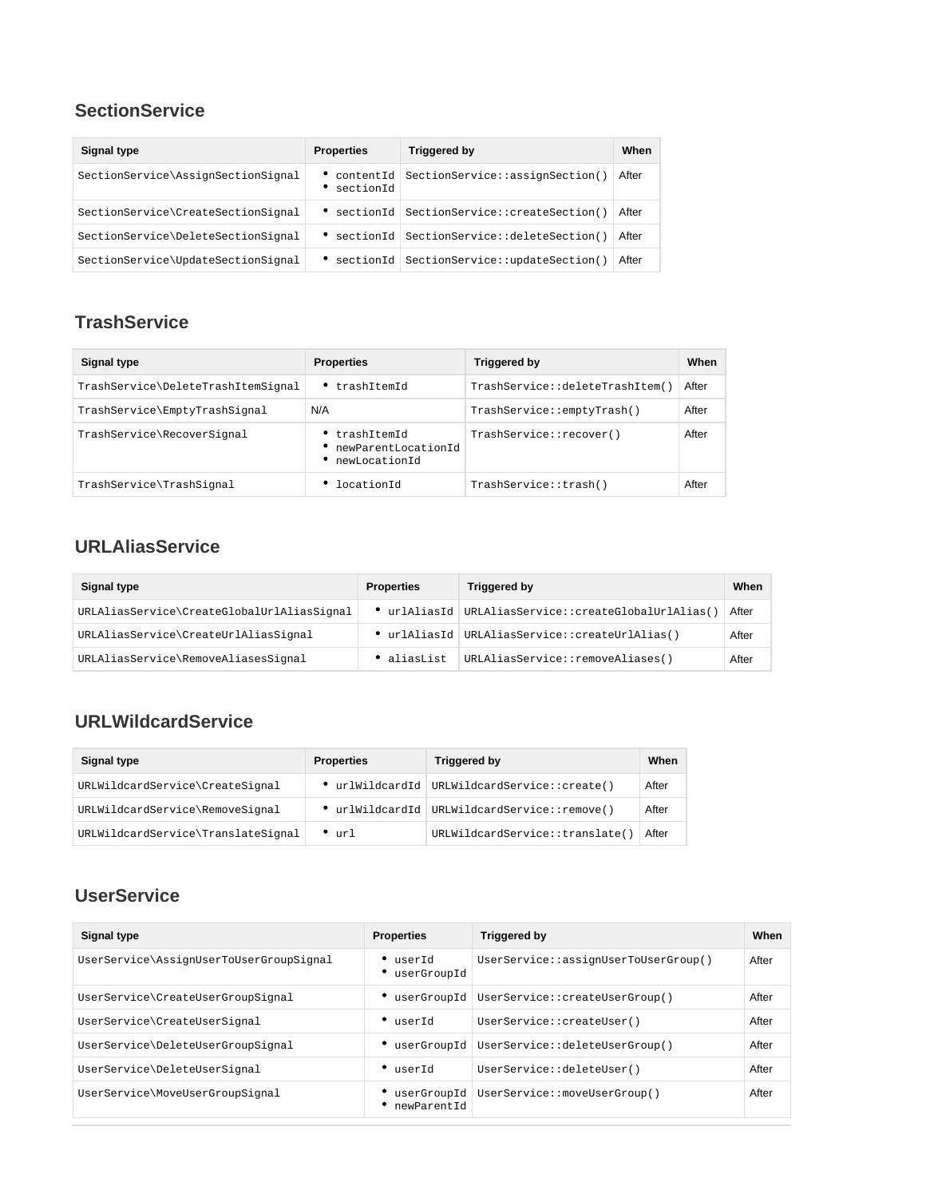## SectionService

| Signal type | Properties | Triggered by | When |
|---|---|---|---|
| SectionService\AssignSectionSignal | • contentId<br>• sectionId | SectionService::assignSection() | After |
| SectionService\CreateSectionSignal | • sectionId | SectionService::createSection() | After |
| SectionService\DeleteSectionSignal | • sectionId | SectionService::deleteSection() | After |
| SectionService\UpdateSectionSignal | • sectionId | SectionService::updateSection() | After |

## TrashService

| Signal type | Properties | Triggered by | When |
|---|---|---|---|
| TrashService\DeleteTrashItemSignal | • trashItemId | TrashService::deleteTrashItem() | After |
| TrashService\EmptyTrashSignal | N/A | TrashService::emptyTrash() | After |
| TrashService\RecoverSignal | • trashItemId<br>• newParentLocationId<br>• newLocationId | TrashService::recover() | After |
| TrashService\TrashSignal | • locationId | TrashService::trash() | After |

## URLAliasService

| Signal type | Properties | Triggered by | When |
|---|---|---|---|
| URLAliasService\CreateGlobalUrlAliasSignal | • urlAliasId | URLAliasService::createGlobalUrlAlias() | After |
| URLAliasService\CreateUrlAliasSignal | • urlAliasId | URLAliasService::createUrlAlias() | After |
| URLAliasService\RemoveAliasesSignal | • aliasList | URLAliasService::removeAliases() | After |

## URLWildcardService

| Signal type | Properties | Triggered by | When |
|---|---|---|---|
| URLWildcardService\CreateSignal | • urlWildcardId | URLWildcardService::create() | After |
| URLWildcardService\RemoveSignal | • urlWildcardId | URLWildcardService::remove() | After |
| URLWildcardService\TranslateSignal | • url | URLWildcardService::translate() | After |

## UserService

| Signal type | Properties | Triggered by | When |
|---|---|---|---|
| UserService\AssignUserToUserGroupSignal | • userId<br>• userGroupId | UserService::assignUserToUserGroup() | After |
| UserService\CreateUserGroupSignal | • userGroupId | UserService::createUserGroup() | After |
| UserService\CreateUserSignal | • userId | UserService::createUser() | After |
| UserService\DeleteUserGroupSignal | • userGroupId | UserService::deleteUserGroup() | After |
| UserService\DeleteUserSignal | • userId | UserService::deleteUser() | After |
| UserService\MoveUserGroupSignal | • userGroupId<br>• newParentId | UserService::moveUserGroup() | After |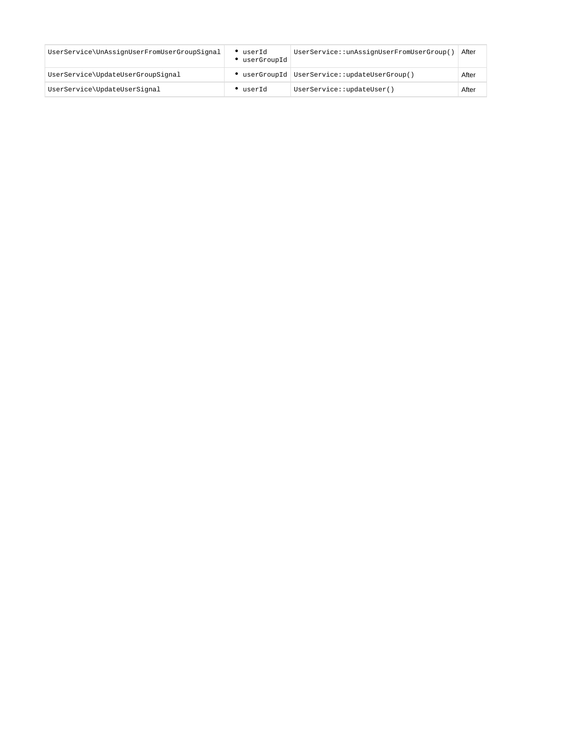| | | | |
|---|---|---|---|
| UserService\UnAssignUserFromUserGroupSignal | • userId<br>• userGroupId | UserService::unAssignUserFromUserGroup() | After |
| UserService\UpdateUserGroupSignal | • userGroupId | UserService::updateUserGroup() | After |
| UserService\UpdateUserSignal | • userId | UserService::updateUser() | After |